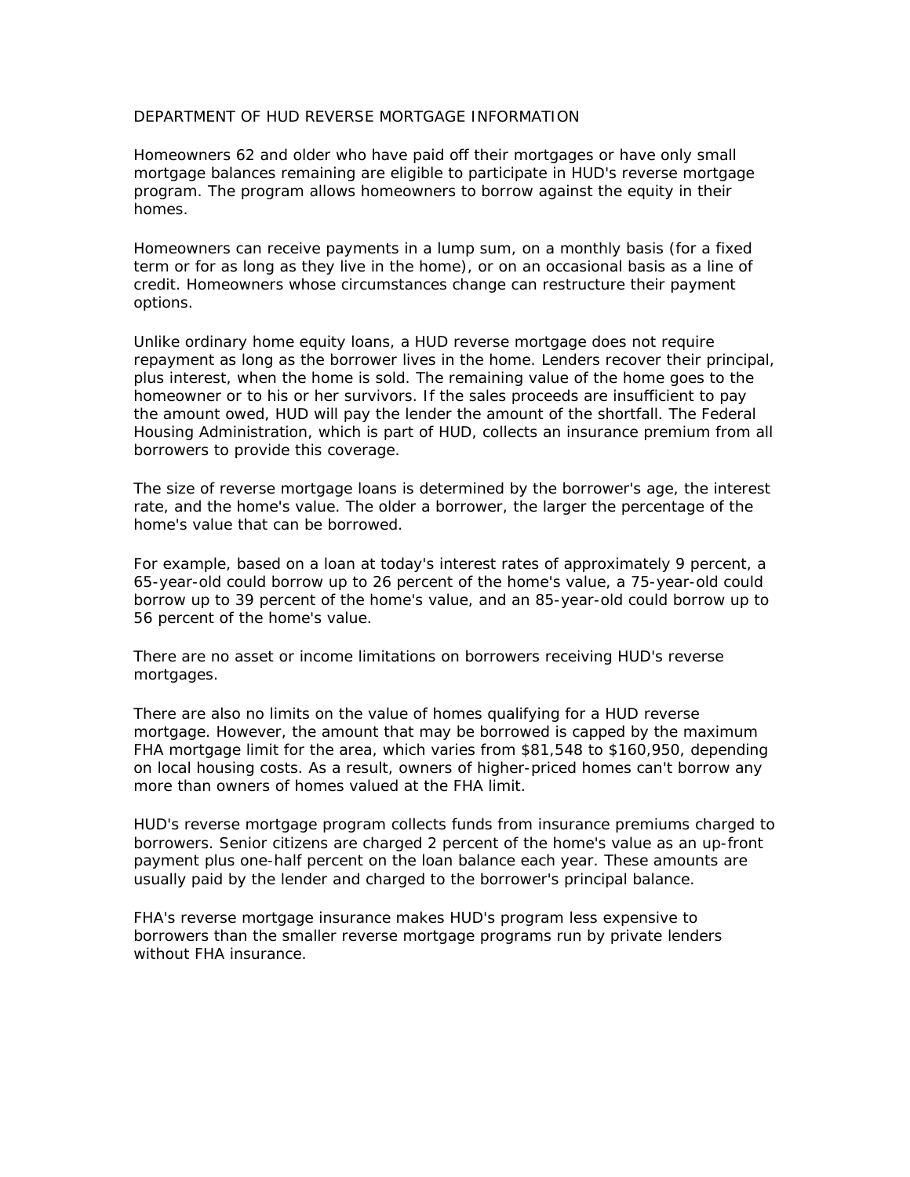# DEPARTMENT OF HUD REVERSE MORTGAGE INFORMATION

Homeowners 62 and older who have paid off their mortgages or have only small mortgage balances remaining are eligible to participate in HUD's reverse mortgage program. The program allows homeowners to borrow against the equity in their homes.

Homeowners can receive payments in a lump sum, on a monthly basis (for a fixed term or for as long as they live in the home), or on an occasional basis as a line of credit. Homeowners whose circumstances change can restructure their payment options.

Unlike ordinary home equity loans, a HUD reverse mortgage does not require repayment as long as the borrower lives in the home. Lenders recover their principal, plus interest, when the home is sold. The remaining value of the home goes to the homeowner or to his or her survivors. If the sales proceeds are insufficient to pay the amount owed, HUD will pay the lender the amount of the shortfall. The Federal Housing Administration, which is part of HUD, collects an insurance premium from all borrowers to provide this coverage.

The size of reverse mortgage loans is determined by the borrower's age, the interest rate, and the home's value. The older a borrower, the larger the percentage of the home's value that can be borrowed.

For example, based on a loan at today's interest rates of approximately 9 percent, a 65-year-old could borrow up to 26 percent of the home's value, a 75-year-old could borrow up to 39 percent of the home's value, and an 85-year-old could borrow up to 56 percent of the home's value.

There are no asset or income limitations on borrowers receiving HUD's reverse mortgages.

There are also no limits on the value of homes qualifying for a HUD reverse mortgage. However, the amount that may be borrowed is capped by the maximum FHA mortgage limit for the area, which varies from $81,548 to $160,950, depending on local housing costs. As a result, owners of higher-priced homes can't borrow any more than owners of homes valued at the FHA limit.

HUD's reverse mortgage program collects funds from insurance premiums charged to borrowers. Senior citizens are charged 2 percent of the home's value as an up-front payment plus one-half percent on the loan balance each year. These amounts are usually paid by the lender and charged to the borrower's principal balance.

FHA's reverse mortgage insurance makes HUD's program less expensive to borrowers than the smaller reverse mortgage programs run by private lenders without FHA insurance.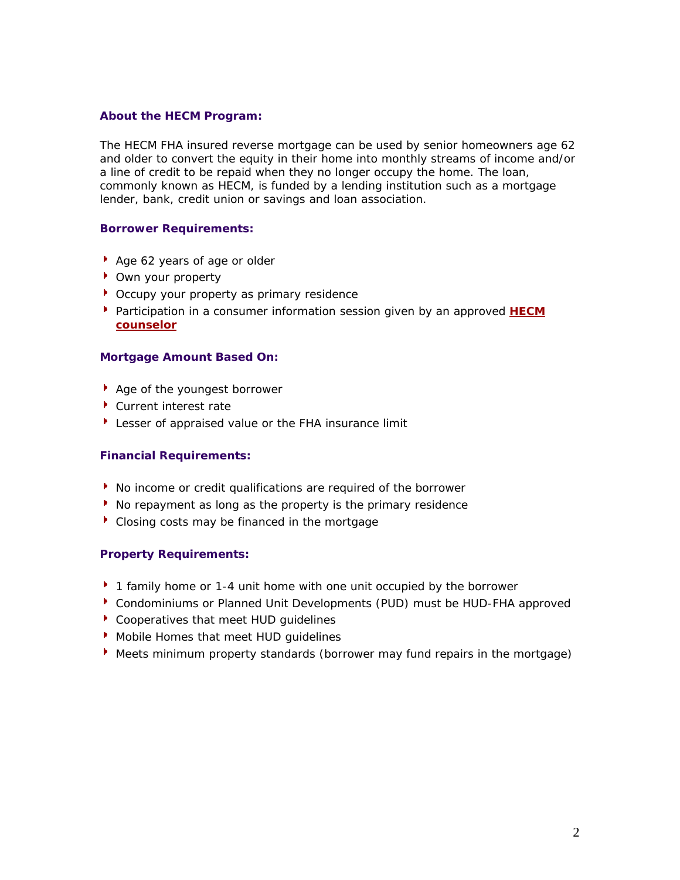### About the HECM Program:

The HECM FHA insured reverse mortgage can be used by senior homeowners age 62 and older to convert the equity in their home into monthly streams of income and/or a line of credit to be repaid when they no longer occupy the home. The loan, commonly known as HECM, is funded by a lending institution such as a mortgage lender, bank, credit union or savings and loan association.

### Borrower Requirements:

- Age 62 years of age or older
- Own your property
- Occupy your property as primary residence
- Participation in a consumer information session given by an approved **HECM counselor**

### Mortgage Amount Based On:

- Age of the youngest borrower
- Current interest rate
- Lesser of appraised value or the FHA insurance limit

### Financial Requirements:

- No income or credit qualifications are required of the borrower
- No repayment as long as the property is the primary residence
- Closing costs may be financed in the mortgage

### Property Requirements:

- 1 family home or 1-4 unit home with one unit occupied by the borrower
- Condominiums or Planned Unit Developments (PUD) must be HUD-FHA approved
- Cooperatives that meet HUD guidelines
- Mobile Homes that meet HUD guidelines
- Meets minimum property standards (borrower may fund repairs in the mortgage)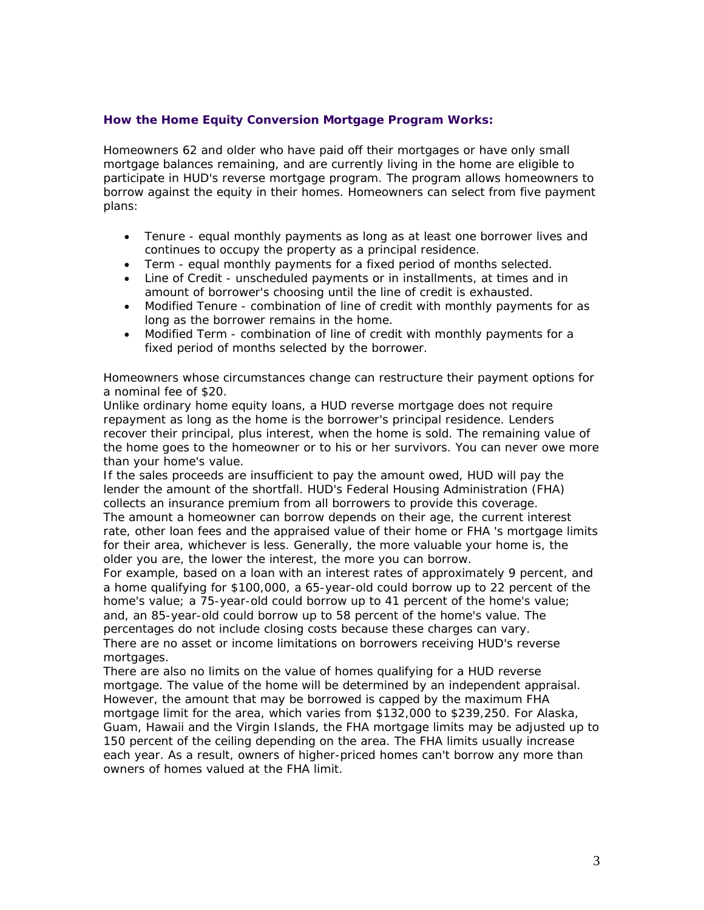**How the Home Equity Conversion Mortgage Program Works:**

Homeowners 62 and older who have paid off their mortgages or have only small mortgage balances remaining, and are currently living in the home are eligible to participate in HUD's reverse mortgage program. The program allows homeowners to borrow against the equity in their homes. Homeowners can select from five payment plans:

- Tenure - equal monthly payments as long as at least one borrower lives and continues to occupy the property as a principal residence.
- Term - equal monthly payments for a fixed period of months selected.
- Line of Credit - unscheduled payments or in installments, at times and in amount of borrower's choosing until the line of credit is exhausted.
- Modified Tenure - combination of line of credit with monthly payments for as long as the borrower remains in the home.
- Modified Term - combination of line of credit with monthly payments for a fixed period of months selected by the borrower.

Homeowners whose circumstances change can restructure their payment options for a nominal fee of $20.

Unlike ordinary home equity loans, a HUD reverse mortgage does not require repayment as long as the home is the borrower's principal residence. Lenders recover their principal, plus interest, when the home is sold. The remaining value of the home goes to the homeowner or to his or her survivors. You can never owe more than your home's value.

If the sales proceeds are insufficient to pay the amount owed, HUD will pay the lender the amount of the shortfall. HUD's Federal Housing Administration (FHA) collects an insurance premium from all borrowers to provide this coverage.

The amount a homeowner can borrow depends on their age, the current interest rate, other loan fees and the appraised value of their home or FHA 's mortgage limits for their area, whichever is less. Generally, the more valuable your home is, the older you are, the lower the interest, the more you can borrow.

For example, based on a loan with an interest rates of approximately 9 percent, and a home qualifying for $100,000, a 65-year-old could borrow up to 22 percent of the home's value; a 75-year-old could borrow up to 41 percent of the home's value; and, an 85-year-old could borrow up to 58 percent of the home's value. The percentages do not include closing costs because these charges can vary.

There are no asset or income limitations on borrowers receiving HUD's reverse mortgages.

There are also no limits on the value of homes qualifying for a HUD reverse mortgage. The value of the home will be determined by an independent appraisal. However, the amount that may be borrowed is capped by the maximum FHA mortgage limit for the area, which varies from $132,000 to $239,250. For Alaska, Guam, Hawaii and the Virgin Islands, the FHA mortgage limits may be adjusted up to 150 percent of the ceiling depending on the area. The FHA limits usually increase each year. As a result, owners of higher-priced homes can't borrow any more than owners of homes valued at the FHA limit.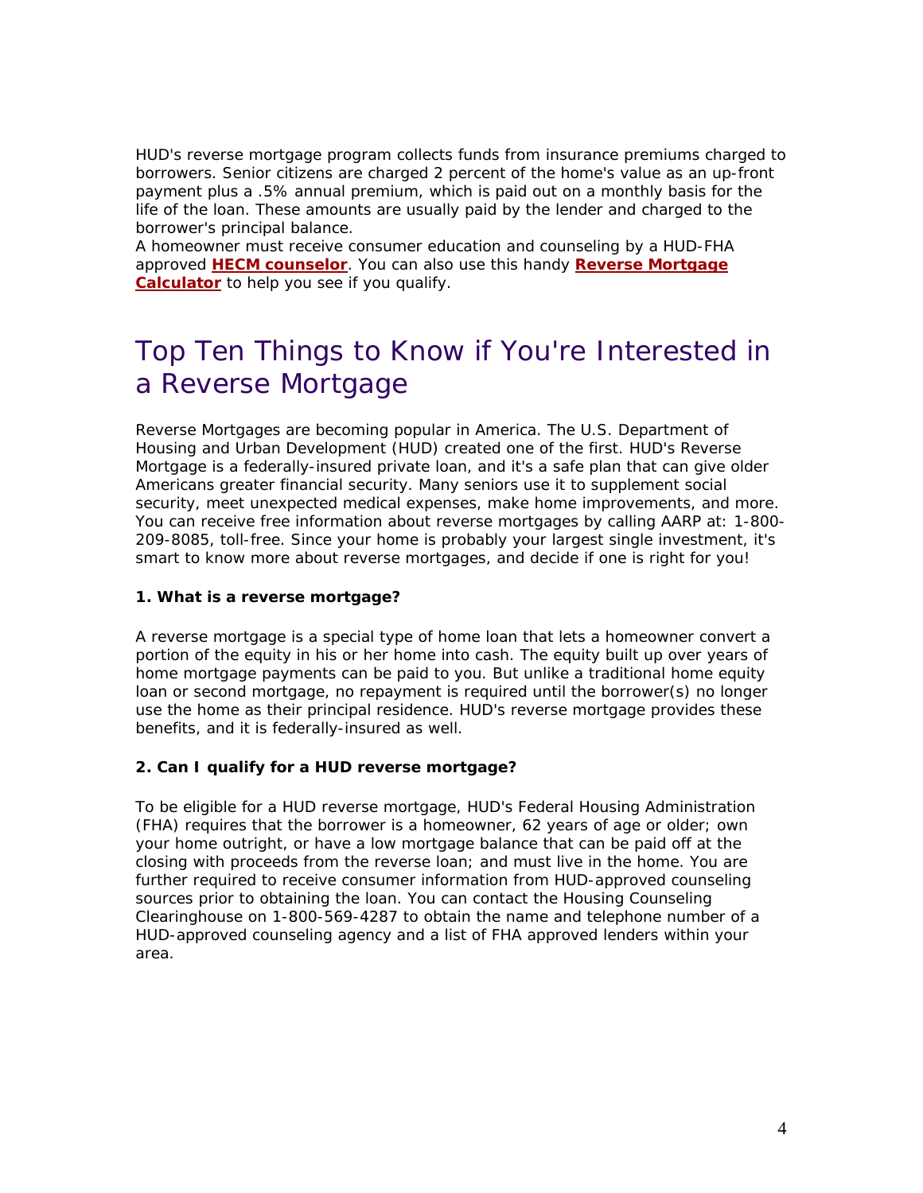HUD's reverse mortgage program collects funds from insurance premiums charged to borrowers. Senior citizens are charged 2 percent of the home's value as an up-front payment plus a .5% annual premium, which is paid out on a monthly basis for the life of the loan. These amounts are usually paid by the lender and charged to the borrower's principal balance.
A homeowner must receive consumer education and counseling by a HUD-FHA approved **HECM counselor**. You can also use this handy **Reverse Mortgage Calculator** to help you see if you qualify.

# Top Ten Things to Know if You're Interested in a Reverse Mortgage

Reverse Mortgages are becoming popular in America. The U.S. Department of Housing and Urban Development (HUD) created one of the first. HUD's Reverse Mortgage is a federally-insured private loan, and it's a safe plan that can give older Americans greater financial security. Many seniors use it to supplement social security, meet unexpected medical expenses, make home improvements, and more. You can receive free information about reverse mortgages by calling AARP at: 1-800-209-8085, toll-free. Since your home is probably your largest single investment, it's smart to know more about reverse mortgages, and decide if one is right for you!

**1. What is a reverse mortgage?**

A reverse mortgage is a special type of home loan that lets a homeowner convert a portion of the equity in his or her home into cash. The equity built up over years of home mortgage payments can be paid to you. But unlike a traditional home equity loan or second mortgage, no repayment is required until the borrower(s) no longer use the home as their principal residence. HUD's reverse mortgage provides these benefits, and it is federally-insured as well.

**2. Can I qualify for a HUD reverse mortgage?**

To be eligible for a HUD reverse mortgage, HUD's Federal Housing Administration (FHA) requires that the borrower is a homeowner, 62 years of age or older; own your home outright, or have a low mortgage balance that can be paid off at the closing with proceeds from the reverse loan; and must live in the home. You are further required to receive consumer information from HUD-approved counseling sources prior to obtaining the loan. You can contact the Housing Counseling Clearinghouse on 1-800-569-4287 to obtain the name and telephone number of a HUD-approved counseling agency and a list of FHA approved lenders within your area.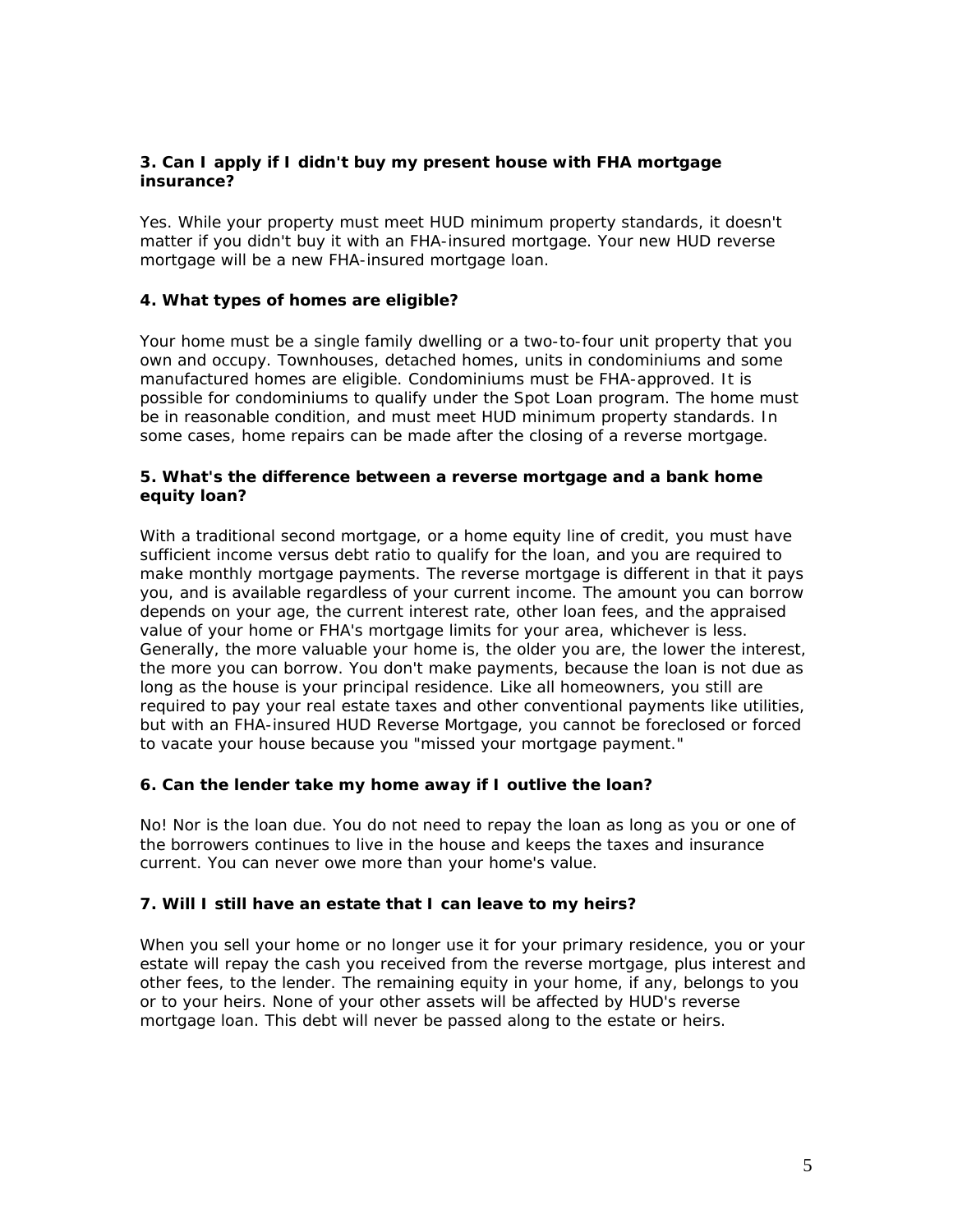**3. Can I apply if I didn't buy my present house with FHA mortgage insurance?**

Yes. While your property must meet HUD minimum property standards, it doesn't matter if you didn't buy it with an FHA-insured mortgage. Your new HUD reverse mortgage will be a new FHA-insured mortgage loan.

**4. What types of homes are eligible?**

Your home must be a single family dwelling or a two-to-four unit property that you own and occupy. Townhouses, detached homes, units in condominiums and some manufactured homes are eligible. Condominiums must be FHA-approved. It is possible for condominiums to qualify under the Spot Loan program. The home must be in reasonable condition, and must meet HUD minimum property standards. In some cases, home repairs can be made after the closing of a reverse mortgage.

**5. What's the difference between a reverse mortgage and a bank home equity loan?**

With a traditional second mortgage, or a home equity line of credit, you must have sufficient income versus debt ratio to qualify for the loan, and you are required to make monthly mortgage payments. The reverse mortgage is different in that it pays you, and is available regardless of your current income. The amount you can borrow depends on your age, the current interest rate, other loan fees, and the appraised value of your home or FHA's mortgage limits for your area, whichever is less. Generally, the more valuable your home is, the older you are, the lower the interest, the more you can borrow. You don't make payments, because the loan is not due as long as the house is your principal residence. Like all homeowners, you still are required to pay your real estate taxes and other conventional payments like utilities, but with an FHA-insured HUD Reverse Mortgage, you cannot be foreclosed or forced to vacate your house because you "missed your mortgage payment."

**6. Can the lender take my home away if I outlive the loan?**

No! Nor is the loan due. You do not need to repay the loan as long as you or one of the borrowers continues to live in the house and keeps the taxes and insurance current. You can never owe more than your home's value.

**7. Will I still have an estate that I can leave to my heirs?**

When you sell your home or no longer use it for your primary residence, you or your estate will repay the cash you received from the reverse mortgage, plus interest and other fees, to the lender. The remaining equity in your home, if any, belongs to you or to your heirs. None of your other assets will be affected by HUD's reverse mortgage loan. This debt will never be passed along to the estate or heirs.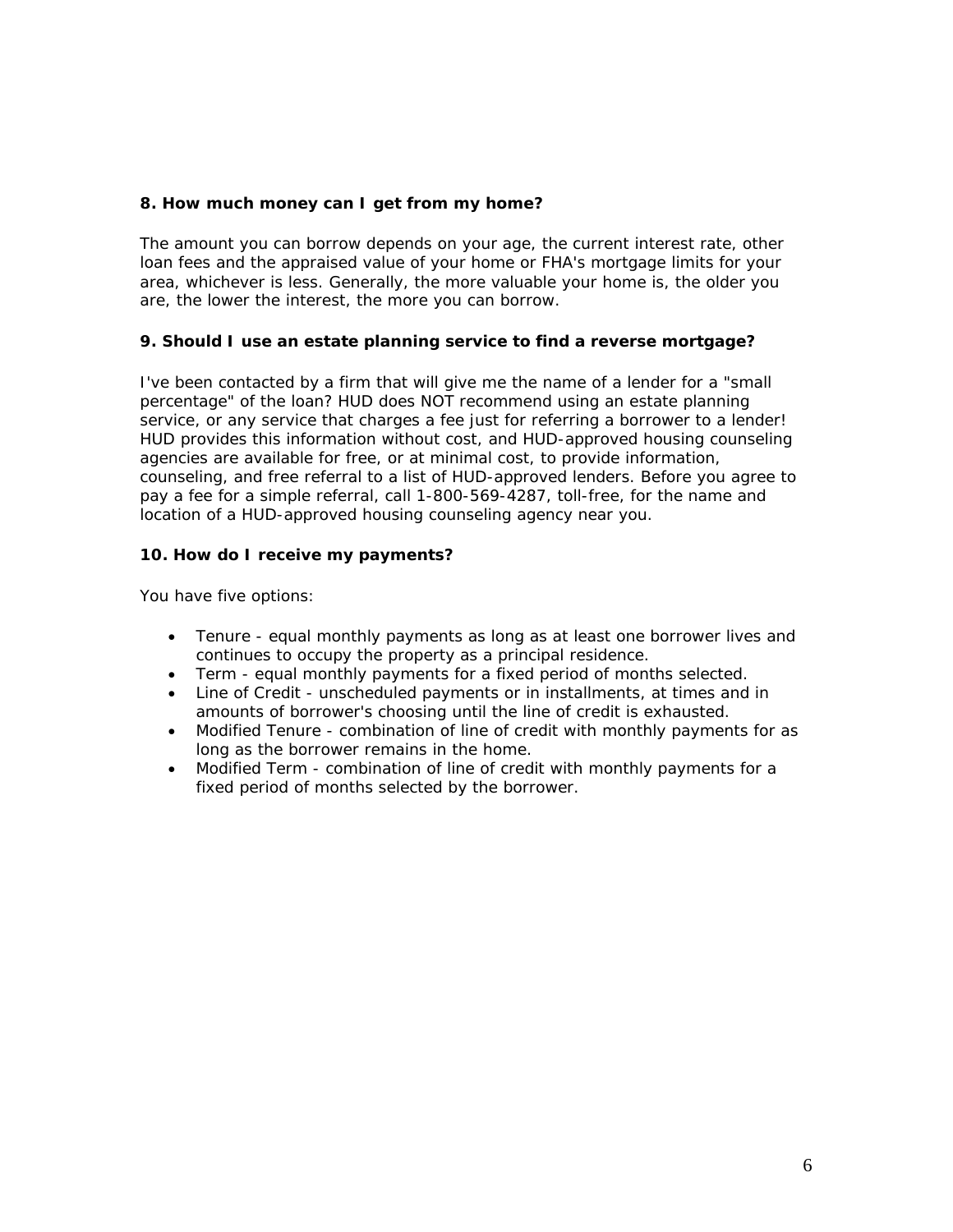**8. How much money can I get from my home?**

The amount you can borrow depends on your age, the current interest rate, other loan fees and the appraised value of your home or FHA's mortgage limits for your area, whichever is less. Generally, the more valuable your home is, the older you are, the lower the interest, the more you can borrow.

**9. Should I use an estate planning service to find a reverse mortgage?**

I've been contacted by a firm that will give me the name of a lender for a "small percentage" of the loan? HUD does NOT recommend using an estate planning service, or any service that charges a fee just for referring a borrower to a lender! HUD provides this information without cost, and HUD-approved housing counseling agencies are available for free, or at minimal cost, to provide information, counseling, and free referral to a list of HUD-approved lenders. Before you agree to pay a fee for a simple referral, call 1-800-569-4287, toll-free, for the name and location of a HUD-approved housing counseling agency near you.

**10. How do I receive my payments?**

You have five options:

- Tenure - equal monthly payments as long as at least one borrower lives and continues to occupy the property as a principal residence.
- Term - equal monthly payments for a fixed period of months selected.
- Line of Credit - unscheduled payments or in installments, at times and in amounts of borrower's choosing until the line of credit is exhausted.
- Modified Tenure - combination of line of credit with monthly payments for as long as the borrower remains in the home.
- Modified Term - combination of line of credit with monthly payments for a fixed period of months selected by the borrower.